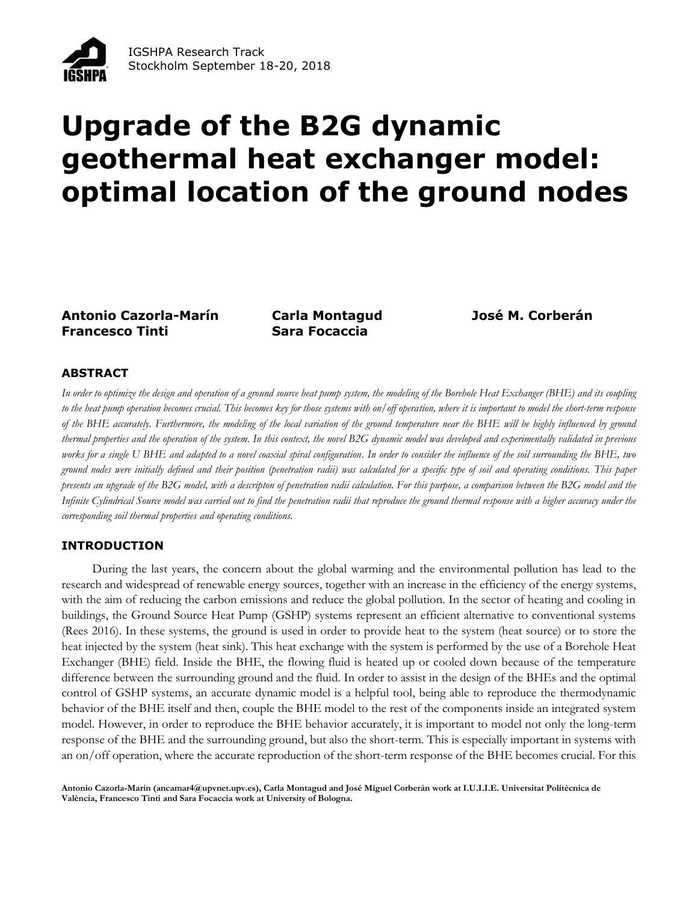# Upgrade of the B2G dynamic geothermal heat exchanger model: optimal location of the ground nodes

**Antonio Cazorla-Marín** **Carla Montagud** **José M. Corberán**
**Francesco Tinti** **Sara Focaccia**

## ABSTRACT

*In order to optimize the design and operation of a ground source heat pump system, the modeling of the Borehole Heat Exchanger (BHE) and its coupling to the heat pump operation becomes crucial. This becomes key for those systems with on/off operation, where it is important to model the short-term response of the BHE accurately. Furthermore, the modeling of the local variation of the ground temperature near the BHE will be highly influenced by ground thermal properties and the operation of the system. In this context, the novel B2G dynamic model was developed and experimentally validated in previous works for a single U BHE and adapted to a novel coaxial spiral configuration. In order to consider the influence of the soil surrounding the BHE, two ground nodes were initially defined and their position (penetration radii) was calculated for a specific type of soil and operating conditions. This paper presents an upgrade of the B2G model, with a descripton of penetration radii calculation. For this purpose, a comparison between the B2G model and the Infinite Cylindrical Source model was carried out to find the penetration radii that reproduce the ground thermal response with a higher accuracy under the corresponding soil thermal properties and operating conditions.*

## INTRODUCTION

During the last years, the concern about the global warming and the environmental pollution has lead to the research and widespread of renewable energy sources, together with an increase in the efficiency of the energy systems, with the aim of reducing the carbon emissions and reduce the global pollution. In the sector of heating and cooling in buildings, the Ground Source Heat Pump (GSHP) systems represent an efficient alternative to conventional systems (Rees 2016). In these systems, the ground is used in order to provide heat to the system (heat source) or to store the heat injected by the system (heat sink). This heat exchange with the system is performed by the use of a Borehole Heat Exchanger (BHE) field. Inside the BHE, the flowing fluid is heated up or cooled down because of the temperature difference between the surrounding ground and the fluid. In order to assist in the design of the BHEs and the optimal control of GSHP systems, an accurate dynamic model is a helpful tool, being able to reproduce the thermodynamic behavior of the BHE itself and then, couple the BHE model to the rest of the components inside an integrated system model. However, in order to reproduce the BHE behavior accurately, it is important to model not only the long-term response of the BHE and the surrounding ground, but also the short-term. This is especially important in systems with an on/off operation, where the accurate reproduction of the short-term response of the BHE becomes crucial. For this

**Antonio Cazorla-Marín (ancamar4@upvnet.upv.es), Carla Montagud and José Miguel Corberán work at I.U.I.I.E. Universitat Politècnica de València, Francesco Tinti and Sara Focaccia work at University of Bologna.**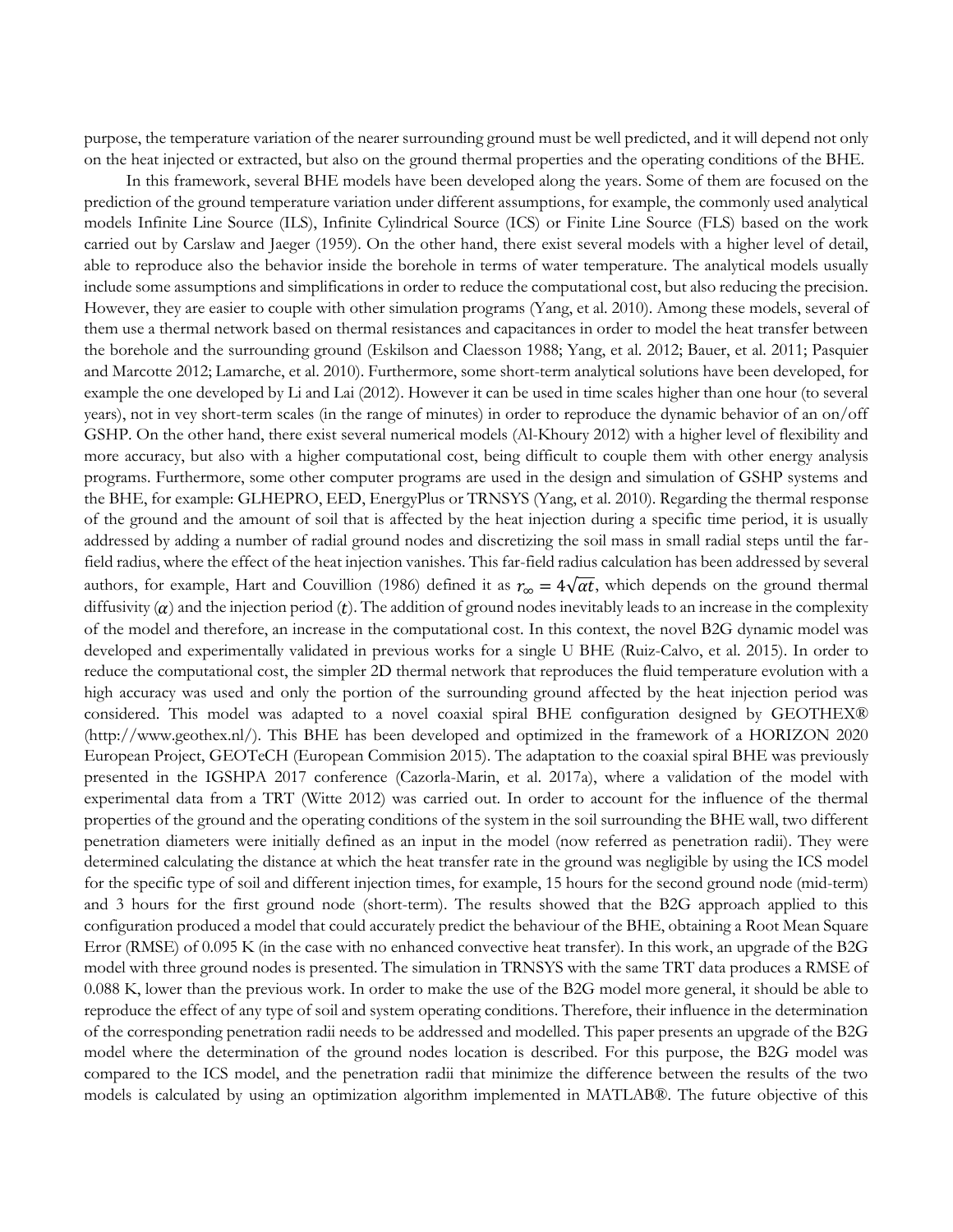purpose, the temperature variation of the nearer surrounding ground must be well predicted, and it will depend not only on the heat injected or extracted, but also on the ground thermal properties and the operating conditions of the BHE.

In this framework, several BHE models have been developed along the years. Some of them are focused on the prediction of the ground temperature variation under different assumptions, for example, the commonly used analytical models Infinite Line Source (ILS), Infinite Cylindrical Source (ICS) or Finite Line Source (FLS) based on the work carried out by Carslaw and Jaeger (1959). On the other hand, there exist several models with a higher level of detail, able to reproduce also the behavior inside the borehole in terms of water temperature. The analytical models usually include some assumptions and simplifications in order to reduce the computational cost, but also reducing the precision. However, they are easier to couple with other simulation programs (Yang, et al. 2010). Among these models, several of them use a thermal network based on thermal resistances and capacitances in order to model the heat transfer between the borehole and the surrounding ground (Eskilson and Claesson 1988; Yang, et al. 2012; Bauer, et al. 2011; Pasquier and Marcotte 2012; Lamarche, et al. 2010). Furthermore, some short-term analytical solutions have been developed, for example the one developed by Li and Lai (2012). However it can be used in time scales higher than one hour (to several years), not in vey short-term scales (in the range of minutes) in order to reproduce the dynamic behavior of an on/off GSHP. On the other hand, there exist several numerical models (Al-Khoury 2012) with a higher level of flexibility and more accuracy, but also with a higher computational cost, being difficult to couple them with other energy analysis programs. Furthermore, some other computer programs are used in the design and simulation of GSHP systems and the BHE, for example: GLHEPRO, EED, EnergyPlus or TRNSYS (Yang, et al. 2010). Regarding the thermal response of the ground and the amount of soil that is affected by the heat injection during a specific time period, it is usually addressed by adding a number of radial ground nodes and discretizing the soil mass in small radial steps until the far-field radius, where the effect of the heat injection vanishes. This far-field radius calculation has been addressed by several authors, for example, Hart and Couvillion (1986) defined it as $r_{\infty} = 4\sqrt{\alpha t}$, which depends on the ground thermal diffusivity ($\alpha$) and the injection period ($t$). The addition of ground nodes inevitably leads to an increase in the complexity of the model and therefore, an increase in the computational cost. In this context, the novel B2G dynamic model was developed and experimentally validated in previous works for a single U BHE (Ruiz-Calvo, et al. 2015). In order to reduce the computational cost, the simpler 2D thermal network that reproduces the fluid temperature evolution with a high accuracy was used and only the portion of the surrounding ground affected by the heat injection period was considered. This model was adapted to a novel coaxial spiral BHE configuration designed by GEOTHEX® (http://www.geothex.nl/). This BHE has been developed and optimized in the framework of a HORIZON 2020 European Project, GEOTeCH (European Commision 2015). The adaptation to the coaxial spiral BHE was previously presented in the IGSHPA 2017 conference (Cazorla-Marin, et al. 2017a), where a validation of the model with experimental data from a TRT (Witte 2012) was carried out. In order to account for the influence of the thermal properties of the ground and the operating conditions of the system in the soil surrounding the BHE wall, two different penetration diameters were initially defined as an input in the model (now referred as penetration radii). They were determined calculating the distance at which the heat transfer rate in the ground was negligible by using the ICS model for the specific type of soil and different injection times, for example, 15 hours for the second ground node (mid-term) and 3 hours for the first ground node (short-term). The results showed that the B2G approach applied to this configuration produced a model that could accurately predict the behaviour of the BHE, obtaining a Root Mean Square Error (RMSE) of 0.095 K (in the case with no enhanced convective heat transfer). In this work, an upgrade of the B2G model with three ground nodes is presented. The simulation in TRNSYS with the same TRT data produces a RMSE of 0.088 K, lower than the previous work. In order to make the use of the B2G model more general, it should be able to reproduce the effect of any type of soil and system operating conditions. Therefore, their influence in the determination of the corresponding penetration radii needs to be addressed and modelled. This paper presents an upgrade of the B2G model where the determination of the ground nodes location is described. For this purpose, the B2G model was compared to the ICS model, and the penetration radii that minimize the difference between the results of the two models is calculated by using an optimization algorithm implemented in MATLAB®. The future objective of this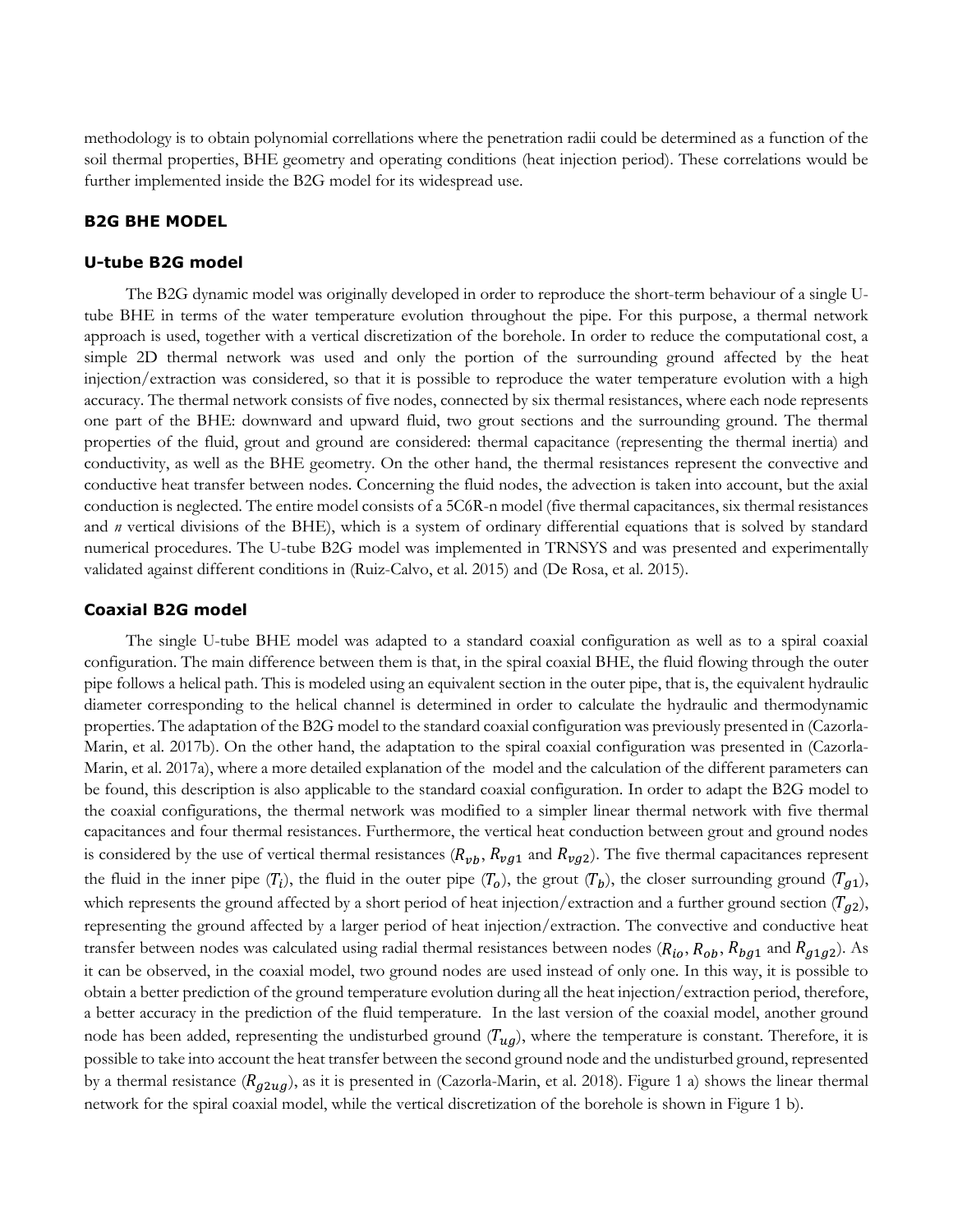methodology is to obtain polynomial correllations where the penetration radii could be determined as a function of the soil thermal properties, BHE geometry and operating conditions (heat injection period). These correlations would be further implemented inside the B2G model for its widespread use.

## B2G BHE MODEL

### U-tube B2G model

The B2G dynamic model was originally developed in order to reproduce the short-term behaviour of a single U-tube BHE in terms of the water temperature evolution throughout the pipe. For this purpose, a thermal network approach is used, together with a vertical discretization of the borehole. In order to reduce the computational cost, a simple 2D thermal network was used and only the portion of the surrounding ground affected by the heat injection/extraction was considered, so that it is possible to reproduce the water temperature evolution with a high accuracy. The thermal network consists of five nodes, connected by six thermal resistances, where each node represents one part of the BHE: downward and upward fluid, two grout sections and the surrounding ground. The thermal properties of the fluid, grout and ground are considered: thermal capacitance (representing the thermal inertia) and conductivity, as well as the BHE geometry. On the other hand, the thermal resistances represent the convective and conductive heat transfer between nodes. Concerning the fluid nodes, the advection is taken into account, but the axial conduction is neglected. The entire model consists of a 5C6R-n model (five thermal capacitances, six thermal resistances and *n* vertical divisions of the BHE), which is a system of ordinary differential equations that is solved by standard numerical procedures. The U-tube B2G model was implemented in TRNSYS and was presented and experimentally validated against different conditions in (Ruiz-Calvo, et al. 2015) and (De Rosa, et al. 2015).

### Coaxial B2G model

The single U-tube BHE model was adapted to a standard coaxial configuration as well as to a spiral coaxial configuration. The main difference between them is that, in the spiral coaxial BHE, the fluid flowing through the outer pipe follows a helical path. This is modeled using an equivalent section in the outer pipe, that is, the equivalent hydraulic diameter corresponding to the helical channel is determined in order to calculate the hydraulic and thermodynamic properties. The adaptation of the B2G model to the standard coaxial configuration was previously presented in (Cazorla-Marin, et al. 2017b). On the other hand, the adaptation to the spiral coaxial configuration was presented in (Cazorla-Marin, et al. 2017a), where a more detailed explanation of the model and the calculation of the different parameters can be found, this description is also applicable to the standard coaxial configuration. In order to adapt the B2G model to the coaxial configurations, the thermal network was modified to a simpler linear thermal network with five thermal capacitances and four thermal resistances. Furthermore, the vertical heat conduction between grout and ground nodes is considered by the use of vertical thermal resistances ($R_{vb}$, $R_{vg1}$ and $R_{vg2}$). The five thermal capacitances represent the fluid in the inner pipe ($T_i$), the fluid in the outer pipe ($T_o$), the grout ($T_b$), the closer surrounding ground ($T_{g1}$), which represents the ground affected by a short period of heat injection/extraction and a further ground section ($T_{g2}$), representing the ground affected by a larger period of heat injection/extraction. The convective and conductive heat transfer between nodes was calculated using radial thermal resistances between nodes ($R_{io}$, $R_{ob}$, $R_{bg1}$ and $R_{g1g2}$). As it can be observed, in the coaxial model, two ground nodes are used instead of only one. In this way, it is possible to obtain a better prediction of the ground temperature evolution during all the heat injection/extraction period, therefore, a better accuracy in the prediction of the fluid temperature. In the last version of the coaxial model, another ground node has been added, representing the undisturbed ground ($T_{ug}$), where the temperature is constant. Therefore, it is possible to take into account the heat transfer between the second ground node and the undisturbed ground, represented by a thermal resistance ($R_{g2ug}$), as it is presented in (Cazorla-Marin, et al. 2018). Figure 1 a) shows the linear thermal network for the spiral coaxial model, while the vertical discretization of the borehole is shown in Figure 1 b).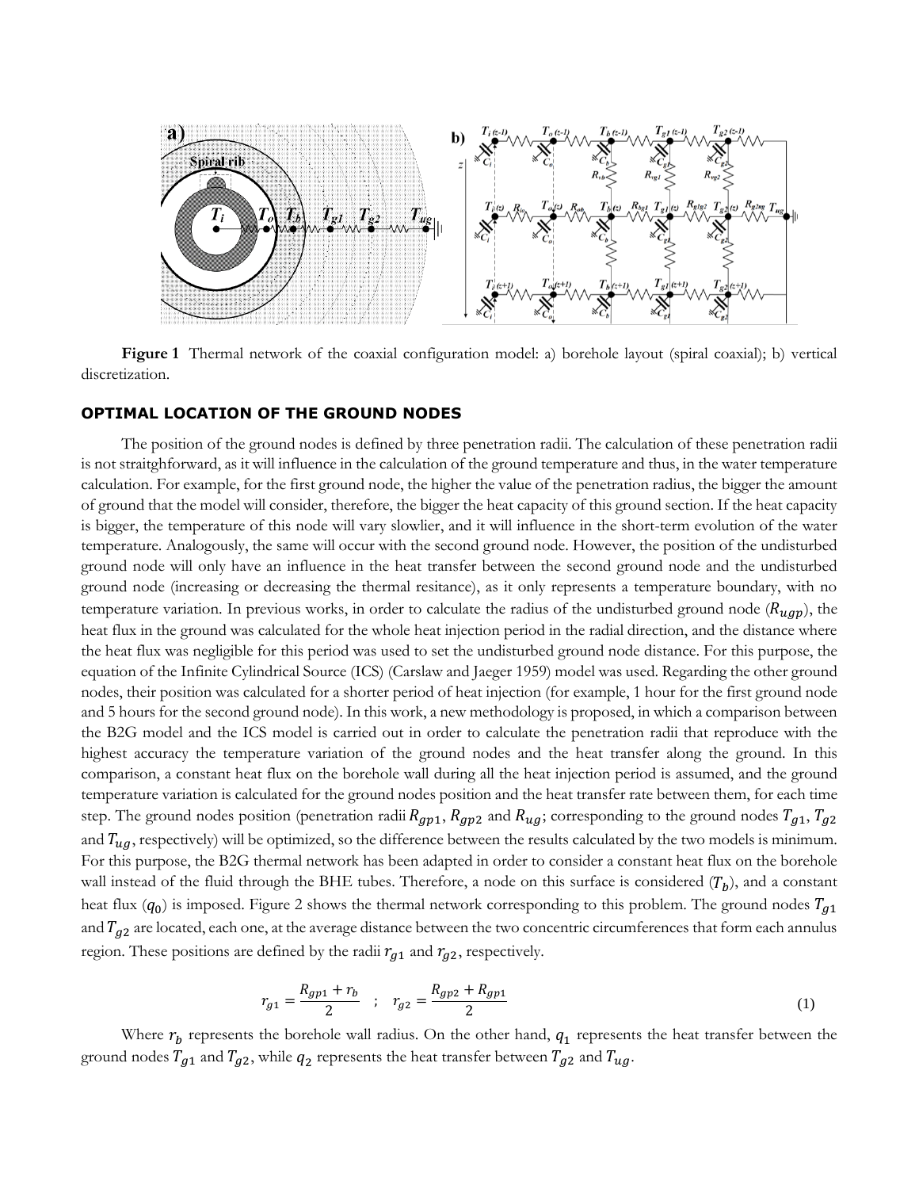**Figure 1** Thermal network of the coaxial configuration model: a) borehole layout (spiral coaxial); b) vertical discretization.

## OPTIMAL LOCATION OF THE GROUND NODES

The position of the ground nodes is defined by three penetration radii. The calculation of these penetration radii is not straitghforward, as it will influence in the calculation of the ground temperature and thus, in the water temperature calculation. For example, for the first ground node, the higher the value of the penetration radius, the bigger the amount of ground that the model will consider, therefore, the bigger the heat capacity of this ground section. If the heat capacity is bigger, the temperature of this node will vary slowlier, and it will influence in the short-term evolution of the water temperature. Analogously, the same will occur with the second ground node. However, the position of the undisturbed ground node will only have an influence in the heat transfer between the second ground node and the undisturbed ground node (increasing or decreasing the thermal resitance), as it only represents a temperature boundary, with no temperature variation. In previous works, in order to calculate the radius of the undisturbed ground node ($R_{ugp}$), the heat flux in the ground was calculated for the whole heat injection period in the radial direction, and the distance where the heat flux was negligible for this period was used to set the undisturbed ground node distance. For this purpose, the equation of the Infinite Cylindrical Source (ICS) (Carslaw and Jaeger 1959) model was used. Regarding the other ground nodes, their position was calculated for a shorter period of heat injection (for example, 1 hour for the first ground node and 5 hours for the second ground node). In this work, a new methodology is proposed, in which a comparison between the B2G model and the ICS model is carried out in order to calculate the penetration radii that reproduce with the highest accuracy the temperature variation of the ground nodes and the heat transfer along the ground. In this comparison, a constant heat flux on the borehole wall during all the heat injection period is assumed, and the ground temperature variation is calculated for the ground nodes position and the heat transfer rate between them, for each time step. The ground nodes position (penetration radii $R_{gp1}$, $R_{gp2}$ and $R_{ug}$; corresponding to the ground nodes $T_{g1}$, $T_{g2}$ and $T_{ug}$, respectively) will be optimized, so the difference between the results calculated by the two models is minimum. For this purpose, the B2G thermal network has been adapted in order to consider a constant heat flux on the borehole wall instead of the fluid through the BHE tubes. Therefore, a node on this surface is considered ($T_b$), and a constant heat flux ($q_0$) is imposed. Figure 2 shows the thermal network corresponding to this problem. The ground nodes $T_{g1}$ and $T_{g2}$ are located, each one, at the average distance between the two concentric circumferences that form each annulus region. These positions are defined by the radii $r_{g1}$ and $r_{g2}$, respectively.

$$r_{g1} = \frac{R_{gp1} + r_b}{2} \quad ; \quad r_{g2} = \frac{R_{gp2} + R_{gp1}}{2} \tag{1}$$

Where $r_b$ represents the borehole wall radius. On the other hand, $q_1$ represents the heat transfer between the ground nodes $T_{g1}$ and $T_{g2}$, while $q_2$ represents the heat transfer between $T_{g2}$ and $T_{ug}$.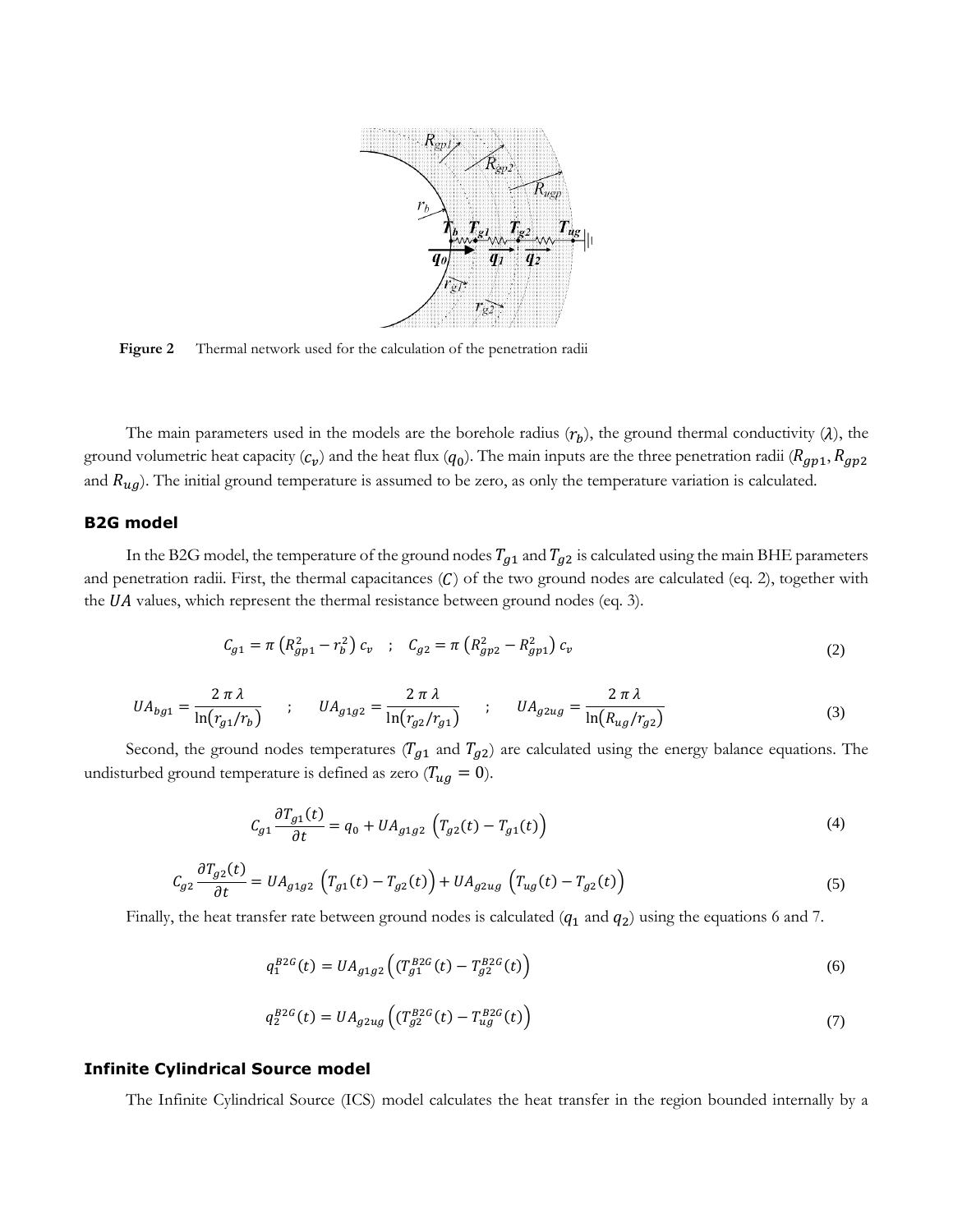**Figure 2** Thermal network used for the calculation of the penetration radii

The main parameters used in the models are the borehole radius ($r_b$), the ground thermal conductivity ($\lambda$), the ground volumetric heat capacity ($c_v$) and the heat flux ($q_0$). The main inputs are the three penetration radii ($R_{gp1}, R_{gp2}$ and $R_{ug}$). The initial ground temperature is assumed to be zero, as only the temperature variation is calculated.

### B2G model

In the B2G model, the temperature of the ground nodes $T_{g1}$ and $T_{g2}$ is calculated using the main BHE parameters and penetration radii. First, the thermal capacitances ($C$) of the two ground nodes are calculated (eq. 2), together with the $UA$ values, which represent the thermal resistance between ground nodes (eq. 3).

$$C_{g1} = \pi \left( R_{gp1}^2 - r_b^2 \right) c_v \quad ; \quad C_{g2} = \pi \left( R_{gp2}^2 - R_{gp1}^2 \right) c_v \tag{2}$$

$$UA_{bg1} = \frac{2\,\pi\,\lambda}{\ln(r_{g1}/r_b)} \quad ; \quad UA_{g1g2} = \frac{2\,\pi\,\lambda}{\ln(r_{g2}/r_{g1})} \quad ; \quad UA_{g2ug} = \frac{2\,\pi\,\lambda}{\ln(R_{ug}/r_{g2})} \tag{3}$$

Second, the ground nodes temperatures ($T_{g1}$ and $T_{g2}$) are calculated using the energy balance equations. The undisturbed ground temperature is defined as zero ($T_{ug} = 0$).

$$C_{g1} \frac{\partial T_{g1}(t)}{\partial t} = q_0 + UA_{g1g2} \left( T_{g2}(t) - T_{g1}(t) \right) \tag{4}$$

$$C_{g2} \frac{\partial T_{g2}(t)}{\partial t} = UA_{g1g2} \left( T_{g1}(t) - T_{g2}(t) \right) + UA_{g2ug} \left( T_{ug}(t) - T_{g2}(t) \right) \tag{5}$$

Finally, the heat transfer rate between ground nodes is calculated ($q_1$ and $q_2$) using the equations 6 and 7.

$$q_1^{B2G}(t) = UA_{g1g2} \left( (T_{g1}^{B2G}(t) - T_{g2}^{B2G}(t) \right) \tag{6}$$

$$q_2^{B2G}(t) = UA_{g2ug} \left( (T_{g2}^{B2G}(t) - T_{ug}^{B2G}(t) \right) \tag{7}$$

### Infinite Cylindrical Source model

The Infinite Cylindrical Source (ICS) model calculates the heat transfer in the region bounded internally by a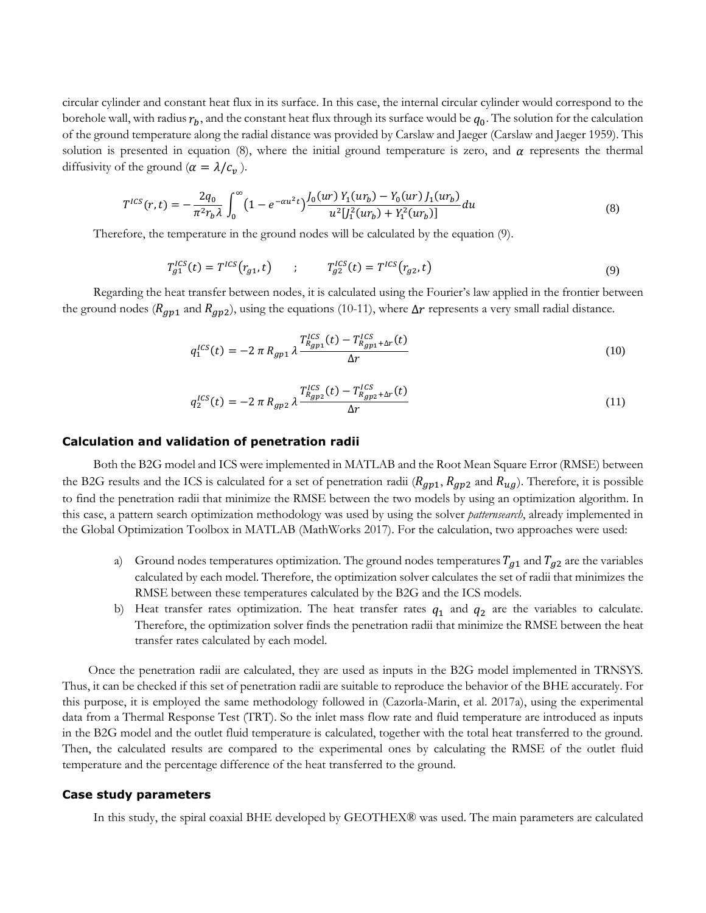circular cylinder and constant heat flux in its surface. In this case, the internal circular cylinder would correspond to the borehole wall, with radius $r_b$, and the constant heat flux through its surface would be $q_0$. The solution for the calculation of the ground temperature along the radial distance was provided by Carslaw and Jaeger (Carslaw and Jaeger 1959). This solution is presented in equation (8), where the initial ground temperature is zero, and $\alpha$ represents the thermal diffusivity of the ground ($\alpha = \lambda / c_v$ ).

$$T^{ICS}(r,t) = -\frac{2q_0}{\pi^2 r_b \lambda} \int_0^{\infty} \left(1 - e^{-\alpha u^2 t}\right) \frac{J_0(ur)\, Y_1(ur_b) - Y_0(ur)\, J_1(ur_b)}{u^2 [J_1^2(ur_b) + Y_1^2(ur_b)]} du \tag{8}$$

Therefore, the temperature in the ground nodes will be calculated by the equation (9).

$$T_{g1}^{ICS}(t) = T^{ICS}(r_{g1}, t) \quad ; \quad T_{g2}^{ICS}(t) = T^{ICS}(r_{g2}, t) \tag{9}$$

Regarding the heat transfer between nodes, it is calculated using the Fourier's law applied in the frontier between the ground nodes ($R_{gp1}$ and $R_{gp2}$), using the equations (10-11), where $\Delta r$ represents a very small radial distance.

$$q_1^{ICS}(t) = -2\, \pi\, R_{gp1}\, \lambda \frac{T_{R_{gp1}}^{ICS}(t) - T_{R_{gp1}+\Delta r}^{ICS}(t)}{\Delta r} \tag{10}$$

$$q_2^{ICS}(t) = -2\, \pi\, R_{gp2}\, \lambda \frac{T_{R_{gp2}}^{ICS}(t) - T_{R_{gp2}+\Delta r}^{ICS}(t)}{\Delta r} \tag{11}$$

### Calculation and validation of penetration radii

Both the B2G model and ICS were implemented in MATLAB and the Root Mean Square Error (RMSE) between the B2G results and the ICS is calculated for a set of penetration radii ($R_{gp1}$, $R_{gp2}$ and $R_{ug}$). Therefore, it is possible to find the penetration radii that minimize the RMSE between the two models by using an optimization algorithm. In this case, a pattern search optimization methodology was used by using the solver *patternsearch*, already implemented in the Global Optimization Toolbox in MATLAB (MathWorks 2017). For the calculation, two approaches were used:

a) Ground nodes temperatures optimization. The ground nodes temperatures $T_{g1}$ and $T_{g2}$ are the variables calculated by each model. Therefore, the optimization solver calculates the set of radii that minimizes the RMSE between these temperatures calculated by the B2G and the ICS models.

b) Heat transfer rates optimization. The heat transfer rates $q_1$ and $q_2$ are the variables to calculate. Therefore, the optimization solver finds the penetration radii that minimize the RMSE between the heat transfer rates calculated by each model.

Once the penetration radii are calculated, they are used as inputs in the B2G model implemented in TRNSYS. Thus, it can be checked if this set of penetration radii are suitable to reproduce the behavior of the BHE accurately. For this purpose, it is employed the same methodology followed in (Cazorla-Marin, et al. 2017a), using the experimental data from a Thermal Response Test (TRT). So the inlet mass flow rate and fluid temperature are introduced as inputs in the B2G model and the outlet fluid temperature is calculated, together with the total heat transferred to the ground. Then, the calculated results are compared to the experimental ones by calculating the RMSE of the outlet fluid temperature and the percentage difference of the heat transferred to the ground.

### Case study parameters

In this study, the spiral coaxial BHE developed by GEOTHEX® was used. The main parameters are calculated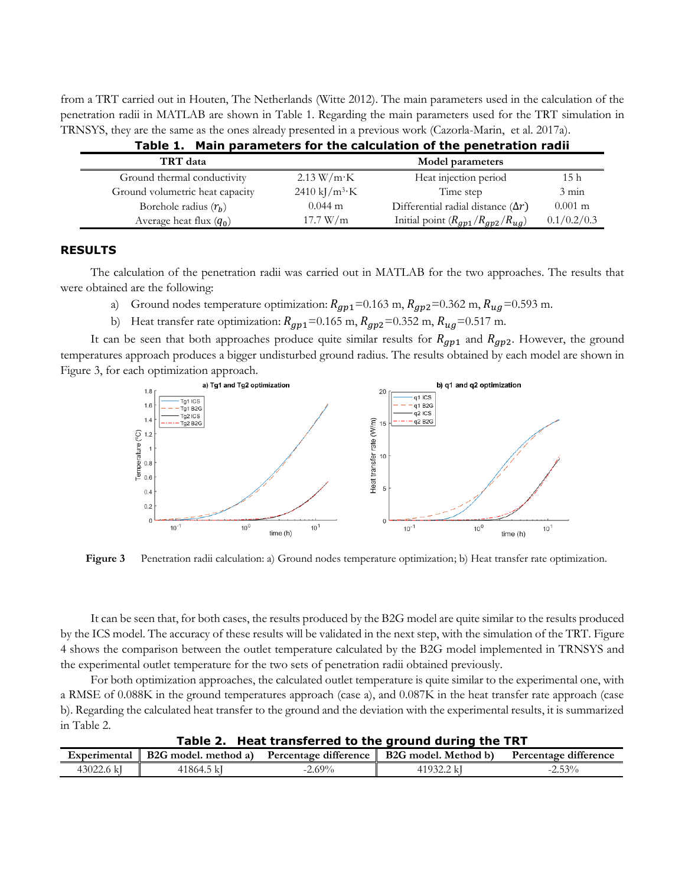from a TRT carried out in Houten, The Netherlands (Witte 2012). The main parameters used in the calculation of the penetration radii in MATLAB are shown in Table 1. Regarding the main parameters used for the TRT simulation in TRNSYS, they are the same as the ones already presented in a previous work (Cazorla-Marin, et al. 2017a).

**Table 1. Main parameters for the calculation of the penetration radii**

| TRT data | | Model parameters | |
|---|---|---|---|
| Ground thermal conductivity | 2.13 W/m·K | Heat injection period | 15 h |
| Ground volumetric heat capacity | 2410 kJ/m³·K | Time step | 3 min |
| Borehole radius ($r_b$) | 0.044 m | Differential radial distance ($\Delta r$) | 0.001 m |
| Average heat flux ($q_0$) | 17.7 W/m | Initial point ($R_{gp1}/R_{gp2}/R_{ug}$) | 0.1/0.2/0.3 |

## RESULTS

The calculation of the penetration radii was carried out in MATLAB for the two approaches. The results that were obtained are the following:

a) Ground nodes temperature optimization: $R_{gp1}$=0.163 m, $R_{gp2}$=0.362 m, $R_{ug}$=0.593 m.

b) Heat transfer rate optimization: $R_{gp1}$=0.165 m, $R_{gp2}$=0.352 m, $R_{ug}$=0.517 m.

It can be seen that both approaches produce quite similar results for $R_{gp1}$ and $R_{gp2}$. However, the ground temperatures approach produces a bigger undisturbed ground radius. The results obtained by each model are shown in Figure 3, for each optimization approach.

**Figure 3** Penetration radii calculation: a) Ground nodes temperature optimization; b) Heat transfer rate optimization.

It can be seen that, for both cases, the results produced by the B2G model are quite similar to the results produced by the ICS model. The accuracy of these results will be validated in the next step, with the simulation of the TRT. Figure 4 shows the comparison between the outlet temperature calculated by the B2G model implemented in TRNSYS and the experimental outlet temperature for the two sets of penetration radii obtained previously.

For both optimization approaches, the calculated outlet temperature is quite similar to the experimental one, with a RMSE of 0.088K in the ground temperatures approach (case a), and 0.087K in the heat transfer rate approach (case b). Regarding the calculated heat transfer to the ground and the deviation with the experimental results, it is summarized in Table 2.

**Table 2. Heat transferred to the ground during the TRT**

| Experimental | B2G model. method a) | Percentage difference | B2G model. Method b) | Percentage difference |
|---|---|---|---|---|
| 43022.6 kJ | 41864.5 kJ | -2.69% | 41932.2 kJ | -2.53% |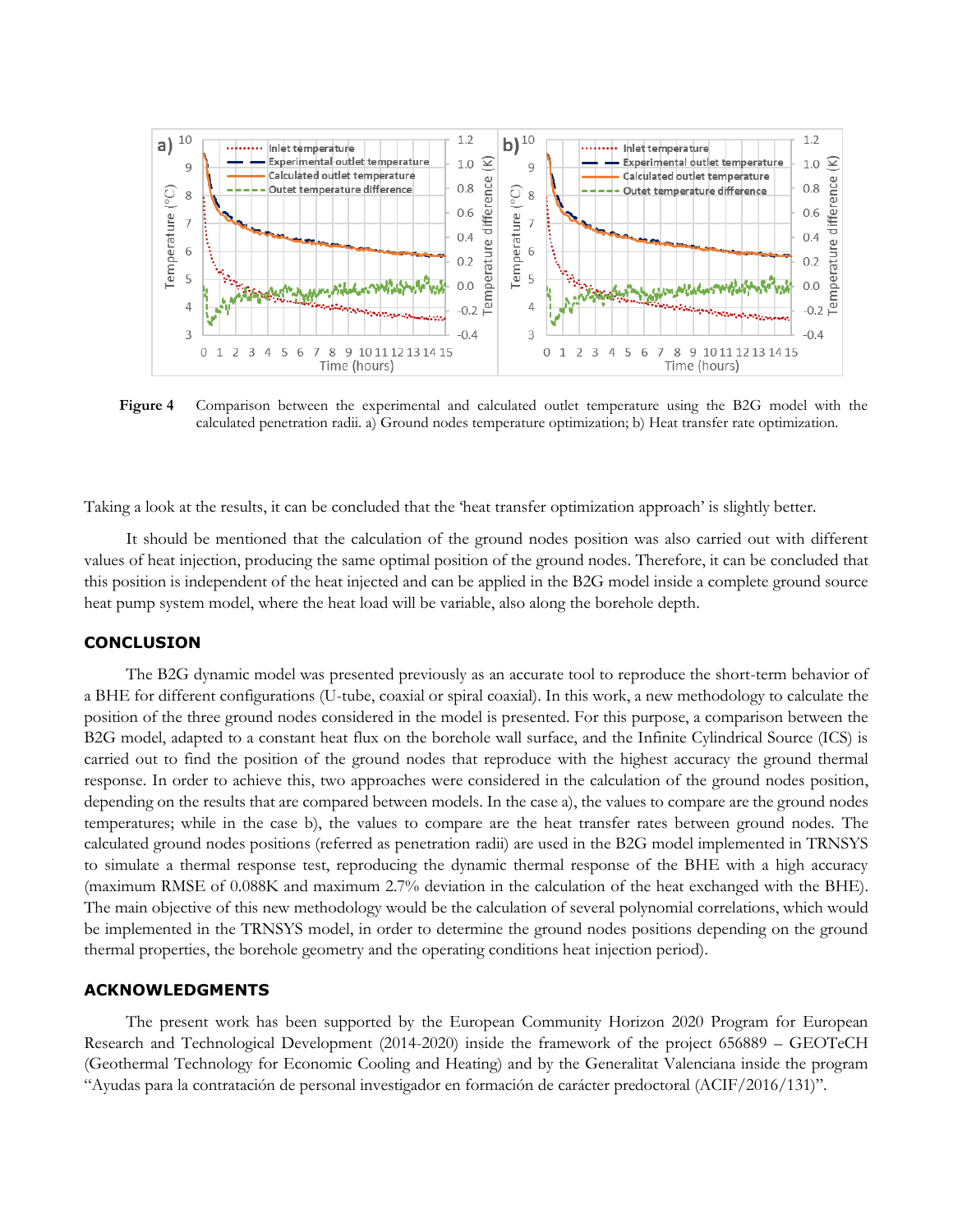**Figure 4** Comparison between the experimental and calculated outlet temperature using the B2G model with the calculated penetration radii. a) Ground nodes temperature optimization; b) Heat transfer rate optimization.

Taking a look at the results, it can be concluded that the 'heat transfer optimization approach' is slightly better.

It should be mentioned that the calculation of the ground nodes position was also carried out with different values of heat injection, producing the same optimal position of the ground nodes. Therefore, it can be concluded that this position is independent of the heat injected and can be applied in the B2G model inside a complete ground source heat pump system model, where the heat load will be variable, also along the borehole depth.

## CONCLUSION

The B2G dynamic model was presented previously as an accurate tool to reproduce the short-term behavior of a BHE for different configurations (U-tube, coaxial or spiral coaxial). In this work, a new methodology to calculate the position of the three ground nodes considered in the model is presented. For this purpose, a comparison between the B2G model, adapted to a constant heat flux on the borehole wall surface, and the Infinite Cylindrical Source (ICS) is carried out to find the position of the ground nodes that reproduce with the highest accuracy the ground thermal response. In order to achieve this, two approaches were considered in the calculation of the ground nodes position, depending on the results that are compared between models. In the case a), the values to compare are the ground nodes temperatures; while in the case b), the values to compare are the heat transfer rates between ground nodes. The calculated ground nodes positions (referred as penetration radii) are used in the B2G model implemented in TRNSYS to simulate a thermal response test, reproducing the dynamic thermal response of the BHE with a high accuracy (maximum RMSE of 0.088K and maximum 2.7% deviation in the calculation of the heat exchanged with the BHE). The main objective of this new methodology would be the calculation of several polynomial correlations, which would be implemented in the TRNSYS model, in order to determine the ground nodes positions depending on the ground thermal properties, the borehole geometry and the operating conditions heat injection period).

## ACKNOWLEDGMENTS

The present work has been supported by the European Community Horizon 2020 Program for European Research and Technological Development (2014-2020) inside the framework of the project 656889 – GEOTeCH (Geothermal Technology for Economic Cooling and Heating) and by the Generalitat Valenciana inside the program "Ayudas para la contratación de personal investigador en formación de carácter predoctoral (ACIF/2016/131)".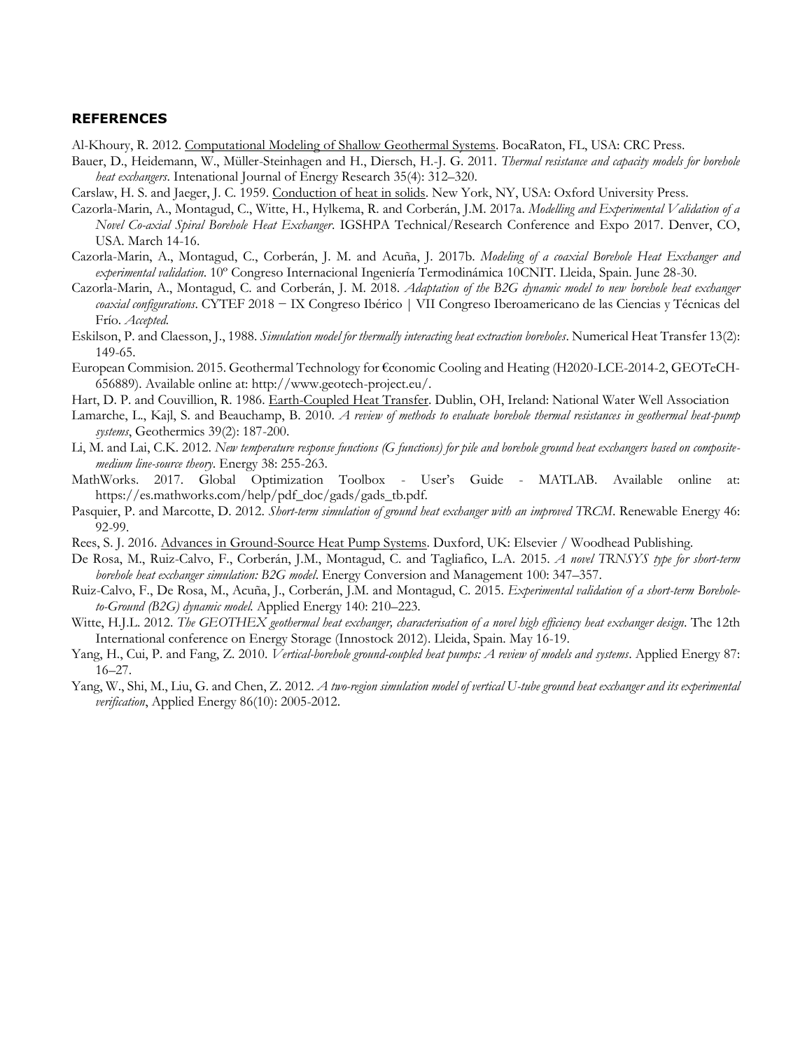## REFERENCES

Al-Khoury, R. 2012. Computational Modeling of Shallow Geothermal Systems. BocaRaton, FL, USA: CRC Press.

Bauer, D., Heidemann, W., Müller-Steinhagen and H., Diersch, H.-J. G. 2011. *Thermal resistance and capacity models for borehole heat exchangers*. Intenational Journal of Energy Research 35(4): 312–320.

Carslaw, H. S. and Jaeger, J. C. 1959. Conduction of heat in solids. New York, NY, USA: Oxford University Press.

Cazorla-Marin, A., Montagud, C., Witte, H., Hylkema, R. and Corberán, J.M. 2017a. *Modelling and Experimental Validation of a Novel Co-axial Spiral Borehole Heat Exchanger*. IGSHPA Technical/Research Conference and Expo 2017. Denver, CO, USA. March 14-16.

Cazorla-Marin, A., Montagud, C., Corberán, J. M. and Acuña, J. 2017b. *Modeling of a coaxial Borehole Heat Exchanger and experimental validation*. 10º Congreso Internacional Ingeniería Termodinámica 10CNIT. Lleida, Spain. June 28-30.

Cazorla-Marin, A., Montagud, C. and Corberán, J. M. 2018. *Adaptation of the B2G dynamic model to new borehole heat exchanger coaxial configurations*. CYTEF 2018 − IX Congreso Ibérico | VII Congreso Iberoamericano de las Ciencias y Técnicas del Frío. *Accepted.*

Eskilson, P. and Claesson, J., 1988. *Simulation model for thermally interacting heat extraction boreholes*. Numerical Heat Transfer 13(2): 149-65.

European Commision. 2015. Geothermal Technology for €conomic Cooling and Heating (H2020-LCE-2014-2, GEOTeCH-656889). Available online at: http://www.geotech-project.eu/.

Hart, D. P. and Couvillion, R. 1986. Earth-Coupled Heat Transfer. Dublin, OH, Ireland: National Water Well Association

Lamarche, L., Kajl, S. and Beauchamp, B. 2010. *A review of methods to evaluate borehole thermal resistances in geothermal heat-pump systems*, Geothermics 39(2): 187-200.

Li, M. and Lai, C.K. 2012. *New temperature response functions (G functions) for pile and borehole ground heat exchangers based on composite-medium line-source theory*. Energy 38: 255-263.

MathWorks. 2017. Global Optimization Toolbox - User's Guide - MATLAB. Available online at: https://es.mathworks.com/help/pdf_doc/gads/gads_tb.pdf.

Pasquier, P. and Marcotte, D. 2012. *Short-term simulation of ground heat exchanger with an improved TRCM*. Renewable Energy 46: 92-99.

Rees, S. J. 2016. Advances in Ground-Source Heat Pump Systems. Duxford, UK: Elsevier / Woodhead Publishing.

De Rosa, M., Ruiz-Calvo, F., Corberán, J.M., Montagud, C. and Tagliafico, L.A. 2015. *A novel TRNSYS type for short-term borehole heat exchanger simulation: B2G model*. Energy Conversion and Management 100: 347–357.

Ruiz-Calvo, F., De Rosa, M., Acuña, J., Corberán, J.M. and Montagud, C. 2015. *Experimental validation of a short-term Borehole-to-Ground (B2G) dynamic model.* Applied Energy 140: 210–223.

Witte, H.J.L. 2012. *The GEOTHEX geothermal heat exchanger, characterisation of a novel high efficiency heat exchanger design*. The 12th International conference on Energy Storage (Innostock 2012). Lleida, Spain. May 16-19.

Yang, H., Cui, P. and Fang, Z. 2010. *Vertical-borehole ground-coupled heat pumps: A review of models and systems*. Applied Energy 87: 16–27.

Yang, W., Shi, M., Liu, G. and Chen, Z. 2012. *A two-region simulation model of vertical U-tube ground heat exchanger and its experimental verification*, Applied Energy 86(10): 2005-2012.